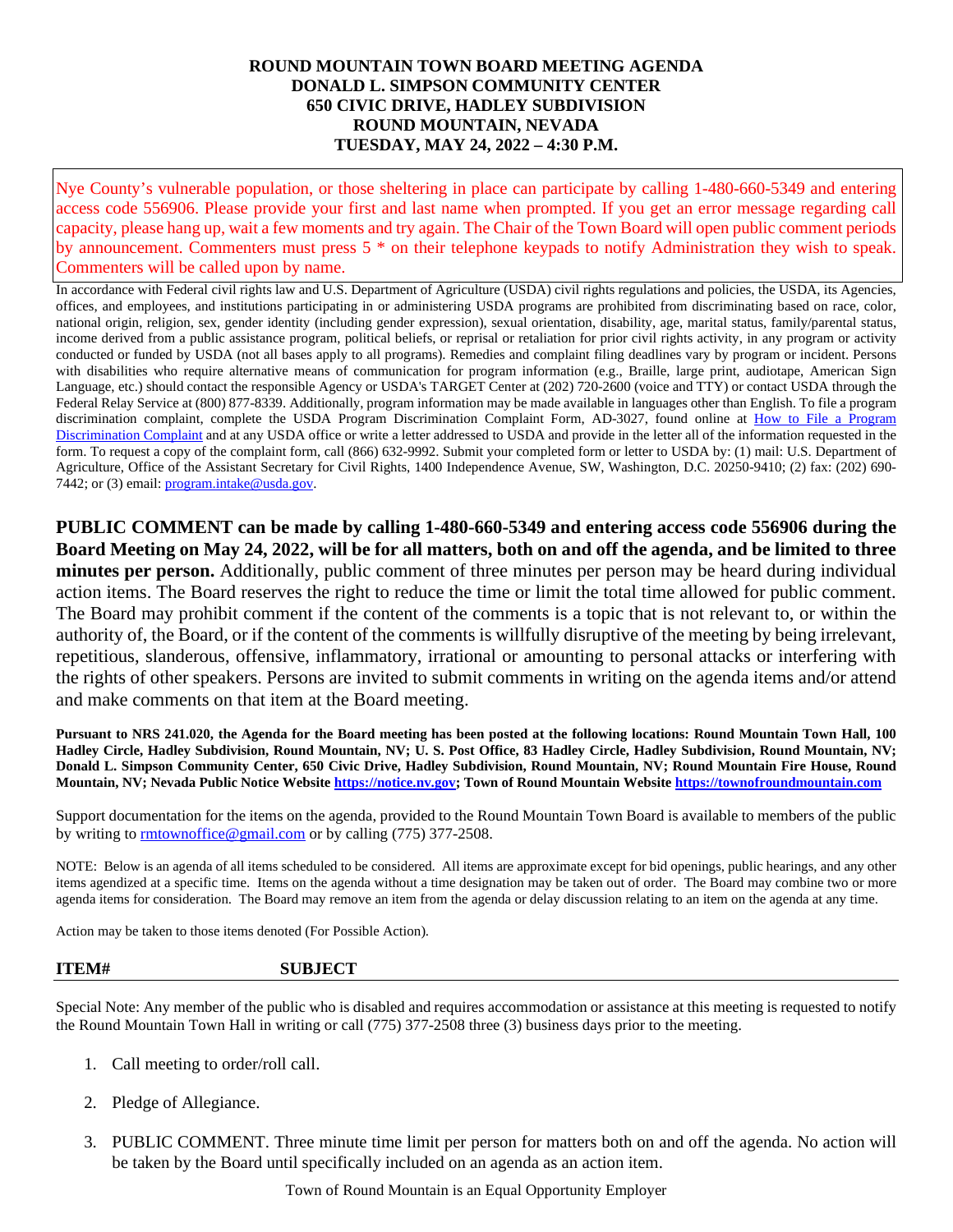**ROUND MOUNTAIN TOWN BOARD MEETING AGENDA**
**DONALD L. SIMPSON COMMUNITY CENTER**
**650 CIVIC DRIVE, HADLEY SUBDIVISION**
**ROUND MOUNTAIN, NEVADA**
**TUESDAY, MAY 24, 2022 – 4:30 P.M.**

Nye County's vulnerable population, or those sheltering in place can participate by calling 1-480-660-5349 and entering access code 556906. Please provide your first and last name when prompted. If you get an error message regarding call capacity, please hang up, wait a few moments and try again. The Chair of the Town Board will open public comment periods by announcement. Commenters must press 5 * on their telephone keypads to notify Administration they wish to speak. Commenters will be called upon by name.

In accordance with Federal civil rights law and U.S. Department of Agriculture (USDA) civil rights regulations and policies, the USDA, its Agencies, offices, and employees, and institutions participating in or administering USDA programs are prohibited from discriminating based on race, color, national origin, religion, sex, gender identity (including gender expression), sexual orientation, disability, age, marital status, family/parental status, income derived from a public assistance program, political beliefs, or reprisal or retaliation for prior civil rights activity, in any program or activity conducted or funded by USDA (not all bases apply to all programs). Remedies and complaint filing deadlines vary by program or incident. Persons with disabilities who require alternative means of communication for program information (e.g., Braille, large print, audiotape, American Sign Language, etc.) should contact the responsible Agency or USDA's TARGET Center at (202) 720-2600 (voice and TTY) or contact USDA through the Federal Relay Service at (800) 877-8339. Additionally, program information may be made available in languages other than English. To file a program discrimination complaint, complete the USDA Program Discrimination Complaint Form, AD-3027, found online at How to File a Program Discrimination Complaint and at any USDA office or write a letter addressed to USDA and provide in the letter all of the information requested in the form. To request a copy of the complaint form, call (866) 632-9992. Submit your completed form or letter to USDA by: (1) mail: U.S. Department of Agriculture, Office of the Assistant Secretary for Civil Rights, 1400 Independence Avenue, SW, Washington, D.C. 20250-9410; (2) fax: (202) 690-7442; or (3) email: program.intake@usda.gov.

**PUBLIC COMMENT can be made by calling 1-480-660-5349 and entering access code 556906 during the Board Meeting on May 24, 2022, will be for all matters, both on and off the agenda, and be limited to three minutes per person.** Additionally, public comment of three minutes per person may be heard during individual action items. The Board reserves the right to reduce the time or limit the total time allowed for public comment. The Board may prohibit comment if the content of the comments is a topic that is not relevant to, or within the authority of, the Board, or if the content of the comments is willfully disruptive of the meeting by being irrelevant, repetitious, slanderous, offensive, inflammatory, irrational or amounting to personal attacks or interfering with the rights of other speakers. Persons are invited to submit comments in writing on the agenda items and/or attend and make comments on that item at the Board meeting.

**Pursuant to NRS 241.020, the Agenda for the Board meeting has been posted at the following locations: Round Mountain Town Hall, 100 Hadley Circle, Hadley Subdivision, Round Mountain, NV; U. S. Post Office, 83 Hadley Circle, Hadley Subdivision, Round Mountain, NV; Donald L. Simpson Community Center, 650 Civic Drive, Hadley Subdivision, Round Mountain, NV; Round Mountain Fire House, Round Mountain, NV; Nevada Public Notice Website https://notice.nv.gov; Town of Round Mountain Website https://townofroundmountain.com**

Support documentation for the items on the agenda, provided to the Round Mountain Town Board is available to members of the public by writing to rmtownoffice@gmail.com or by calling (775) 377-2508.

NOTE: Below is an agenda of all items scheduled to be considered. All items are approximate except for bid openings, public hearings, and any other items agendized at a specific time. Items on the agenda without a time designation may be taken out of order. The Board may combine two or more agenda items for consideration. The Board may remove an item from the agenda or delay discussion relating to an item on the agenda at any time.

Action may be taken to those items denoted (For Possible Action).

| **ITEM#** | **SUBJECT** |
|---|---|

Special Note: Any member of the public who is disabled and requires accommodation or assistance at this meeting is requested to notify the Round Mountain Town Hall in writing or call (775) 377-2508 three (3) business days prior to the meeting.

1. Call meeting to order/roll call.

2. Pledge of Allegiance.

3. PUBLIC COMMENT. Three minute time limit per person for matters both on and off the agenda. No action will be taken by the Board until specifically included on an agenda as an action item.

Town of Round Mountain is an Equal Opportunity Employer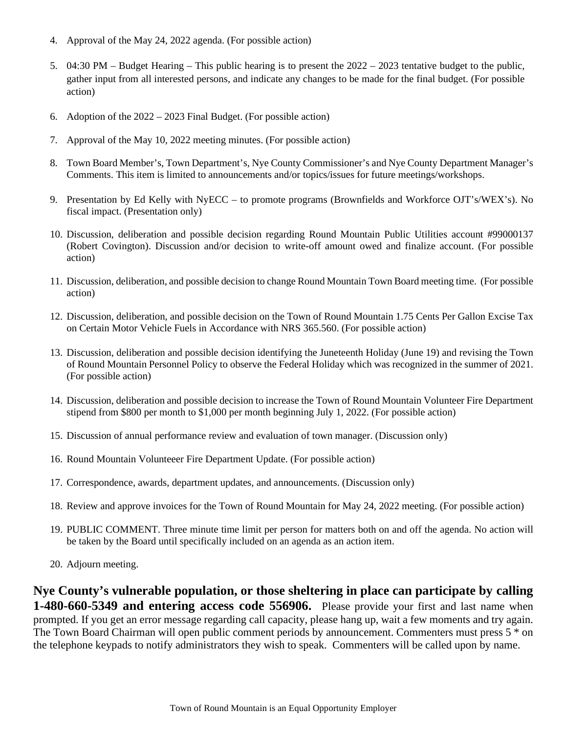4. Approval of the May 24, 2022 agenda. (For possible action)

5. 04:30 PM – Budget Hearing – This public hearing is to present the 2022 – 2023 tentative budget to the public, gather input from all interested persons, and indicate any changes to be made for the final budget. (For possible action)

6. Adoption of the 2022 – 2023 Final Budget. (For possible action)

7. Approval of the May 10, 2022 meeting minutes. (For possible action)

8. Town Board Member's, Town Department's, Nye County Commissioner's and Nye County Department Manager's Comments. This item is limited to announcements and/or topics/issues for future meetings/workshops.

9. Presentation by Ed Kelly with NyECC – to promote programs (Brownfields and Workforce OJT's/WEX's). No fiscal impact. (Presentation only)

10. Discussion, deliberation and possible decision regarding Round Mountain Public Utilities account #99000137 (Robert Covington). Discussion and/or decision to write-off amount owed and finalize account. (For possible action)

11. Discussion, deliberation, and possible decision to change Round Mountain Town Board meeting time. (For possible action)

12. Discussion, deliberation, and possible decision on the Town of Round Mountain 1.75 Cents Per Gallon Excise Tax on Certain Motor Vehicle Fuels in Accordance with NRS 365.560. (For possible action)

13. Discussion, deliberation and possible decision identifying the Juneteenth Holiday (June 19) and revising the Town of Round Mountain Personnel Policy to observe the Federal Holiday which was recognized in the summer of 2021. (For possible action)

14. Discussion, deliberation and possible decision to increase the Town of Round Mountain Volunteer Fire Department stipend from $800 per month to $1,000 per month beginning July 1, 2022. (For possible action)

15. Discussion of annual performance review and evaluation of town manager. (Discussion only)

16. Round Mountain Volunteeer Fire Department Update. (For possible action)

17. Correspondence, awards, department updates, and announcements. (Discussion only)

18. Review and approve invoices for the Town of Round Mountain for May 24, 2022 meeting. (For possible action)

19. PUBLIC COMMENT. Three minute time limit per person for matters both on and off the agenda. No action will be taken by the Board until specifically included on an agenda as an action item.

20. Adjourn meeting.

**Nye County's vulnerable population, or those sheltering in place can participate by calling 1-480-660-5349 and entering access code 556906.** Please provide your first and last name when prompted. If you get an error message regarding call capacity, please hang up, wait a few moments and try again. The Town Board Chairman will open public comment periods by announcement. Commenters must press 5 * on the telephone keypads to notify administrators they wish to speak. Commenters will be called upon by name.

Town of Round Mountain is an Equal Opportunity Employer